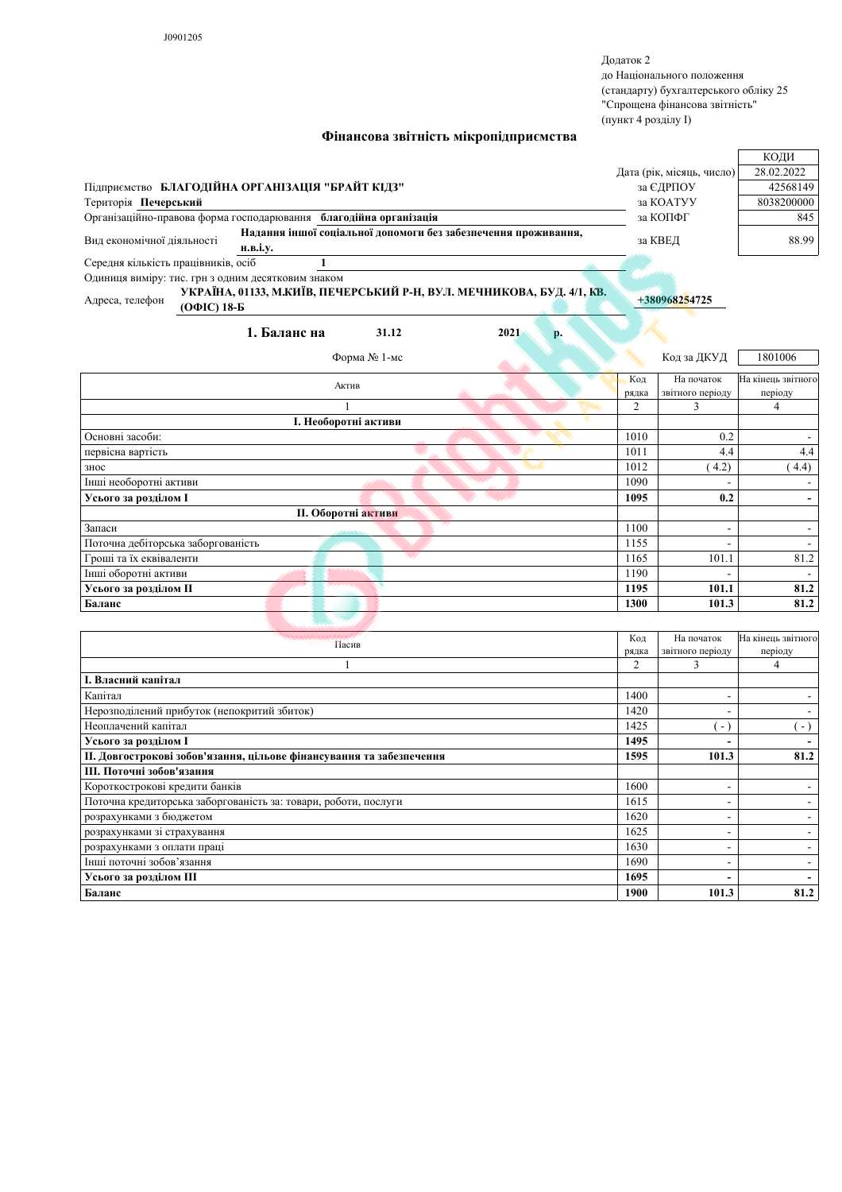J0901205

Додаток 2
до Національного положення
(стандарту) бухгалтерського обліку 25
"Спрощена фінансова звітність"
(пункт 4 розділу I)

## Фінансова звітність мікропідприємства

| | | КОДИ |
|---|---|---|
| | Дата (рік, місяць, число) | 28.02.2022 |
| Підприємство **БЛАГОДІЙНА ОРГАНІЗАЦІЯ "БРАЙТ КІДЗ"** | за ЄДРПОУ | 42568149 |
| Територія **Печерський** | за КОАТУУ | 8038200000 |
| Організаційно-правова форма господарювання **благодійна організація** | за КОПФГ | 845 |
| Вид економічної діяльності **Надання іншої соціальної допомоги без забезпечення проживання, н.в.і.у.** | за КВЕД | 88.99 |

Середня кількість працівників, осіб **1**

Одиниця виміру: тис. грн з одним десятковим знаком

Адреса, телефон **УКРАЇНА, 01133, М.КИЇВ, ПЕЧЕРСЬКИЙ Р-Н, ВУЛ. МЕЧНИКОВА, БУД. 4/1, КВ. (ОФІС) 18-Б** **+380968254725**

### 1. Баланс на 31.12 2021 р.

Форма № 1-мс Код за ДКУД 1801006

| Актив | Код рядка | На початок звітного періоду | На кінець звітного періоду |
|---|---|---|---|
| 1 | 2 | 3 | 4 |
| **I. Необоротні активи** | | | |
| Основні засоби: | 1010 | 0.2 | - |
| первісна вартість | 1011 | 4.4 | 4.4 |
| знос | 1012 | ( 4.2) | ( 4.4) |
| Інші необоротні активи | 1090 | - | - |
| **Усього за розділом I** | **1095** | **0.2** | **-** |
| **II. Оборотні активи** | | | |
| Запаси | 1100 | - | - |
| Поточна дебіторська заборгованість | 1155 | - | - |
| Гроші та їх еквіваленти | 1165 | 101.1 | 81.2 |
| Інші оборотні активи | 1190 | - | - |
| **Усього за розділом II** | **1195** | **101.1** | **81.2** |
| **Баланс** | **1300** | **101.3** | **81.2** |

| Пасив | Код рядка | На початок звітного періоду | На кінець звітного періоду |
|---|---|---|---|
| 1 | 2 | 3 | 4 |
| **I. Власний капітал** | | | |
| Капітал | 1400 | - | - |
| Нерозподілений прибуток (непокритий збиток) | 1420 | - | - |
| Неоплачений капітал | 1425 | ( - ) | ( - ) |
| **Усього за розділом I** | **1495** | **-** | **-** |
| **II. Довгострокові зобов'язання, цільове фінансування та забезпечення** | **1595** | **101.3** | **81.2** |
| **III. Поточні зобов'язання** | | | |
| Короткострокові кредити банків | 1600 | - | - |
| Поточна кредиторська заборгованість за: товари, роботи, послуги | 1615 | - | - |
| розрахунками з бюджетом | 1620 | - | - |
| розрахунками зі страхування | 1625 | - | - |
| розрахунками з оплати праці | 1630 | - | - |
| Інші поточні зобов’язання | 1690 | - | - |
| **Усього за розділом III** | **1695** | **-** | **-** |
| **Баланс** | **1900** | **101.3** | **81.2** |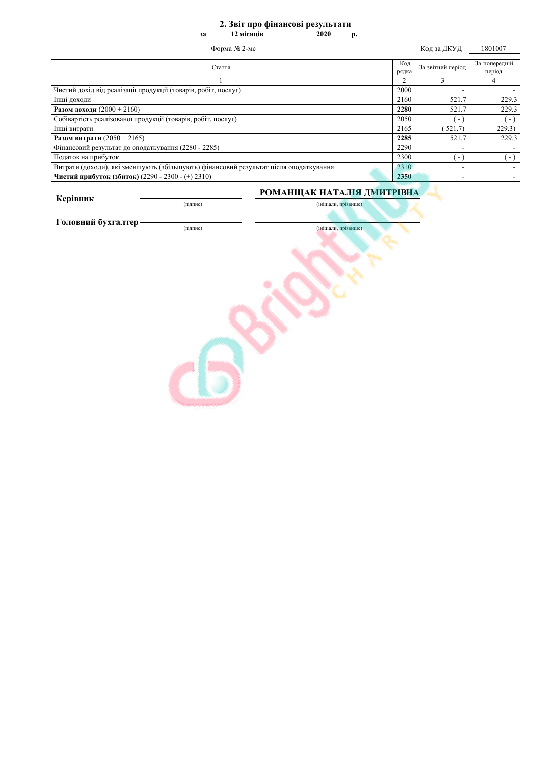## 2. Звіт про фінансові результати

**за 12 місяців 2020 р.**

Форма № 2-мс

Код за ДКУД 1801007

| Стаття | Код рядка | За звітний період | За попередній період |
|---|---|---|---|
| 1 | 2 | 3 | 4 |
| Чистий дохід від реалізації продукції (товарів, робіт, послуг) | 2000 | - | - |
| Інші доходи | 2160 | 521.7 | 229.3 |
| **Разом доходи** (2000 + 2160) | **2280** | 521.7 | 229.3 |
| Собівартість реалізованої продукції (товарів, робіт, послуг) | 2050 | ( - ) | ( - ) |
| Інші витрати | 2165 | ( 521.7) | 229.3) |
| **Разом витрати** (2050 + 2165) | **2285** | 521.7 | 229.3 |
| Фінансовий результат до оподаткування (2280 - 2285) | 2290 | - | - |
| Податок на прибуток | 2300 | ( - ) | ( - ) |
| Витрати (доходи), які зменшують (збільшують) фінансовий результат після оподаткування | 2310 | - | - |
| **Чистий прибуток (збиток)** (2290 - 2300 - (+) 2310) | **2350** | - | - |

**Керівник** ______________ (підпис) **РОМАНЩАК НАТАЛІЯ ДМИТРІВНА** (ініціали, прізвище)

**Головний бухгалтер** ______________ (підпис) ______________ (ініціали, прізвище)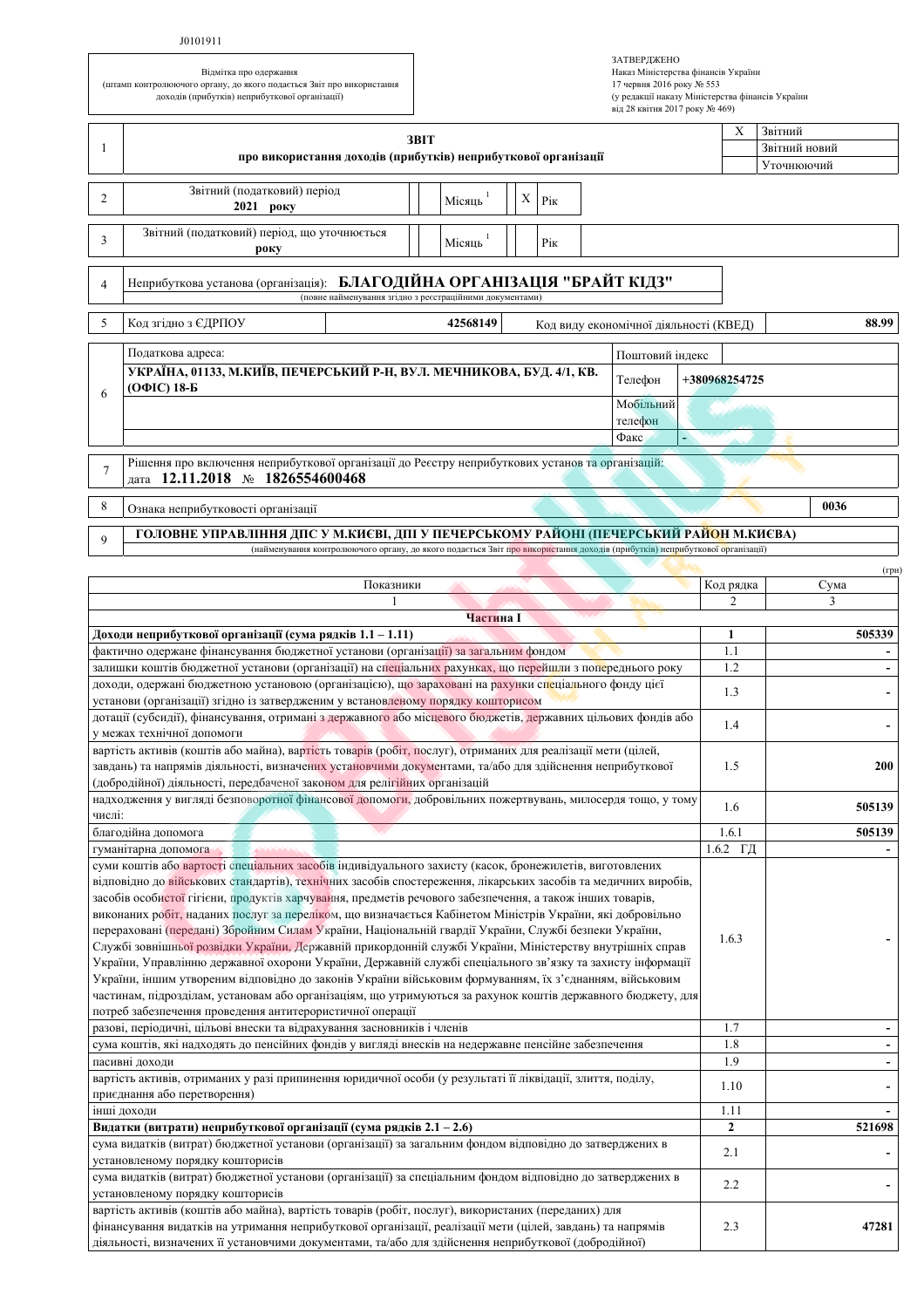J0101911

| Відмітка про одержання (штамп контролюючого органу, до якого подається Звіт про використання доходів (прибутків) неприбуткової організації) |
|---|

ЗАТВЕРДЖЕНО
Наказ Міністерства фінансів України
17 червня 2016 року № 553
(у редакції наказу Міністерства фінансів України від 28 квітня 2017 року № 469)

| 1 | **ЗВІТ про використання доходів (прибутків) неприбуткової організації** | X | Звітний |
|---|---|---|---|
| | | | Звітний новий |
| | | | Уточнюючий |

| 2 | Звітний (податковий) період **2021 року** | | Місяць [1] | X | Рік |
|---|---|---|---|---|---|
| 3 | Звітний (податковий) період, що уточнюється **року** | | Місяць [1] | | Рік |

| 4 | Неприбуткова установа (організація): **БЛАГОДІЙНА ОРГАНІЗАЦІЯ "БРАЙТ КІДЗ"** (повне найменування згідно з реєстраційними документами) |
|---|---|

| 5 | Код згідно з ЄДРПОУ | **42568149** | Код виду економічної діяльності (КВЕД) | **88.99** |
|---|---|---|---|---|

| 6 | Податкова адреса: | Поштовий індекс | |
|---|---|---|---|
| | **УКРАЇНА, 01133, М.КИЇВ, ПЕЧЕРСЬКИЙ Р-Н, ВУЛ. МЕЧНИКОВА, БУД. 4/1, КВ. (ОФІС) 18-Б** | Телефон | **+380968254725** |
| | | Мобільний телефон | |
| | | Факс | - |

| 7 | Рішення про включення неприбуткової організації до Реєстру неприбуткових установ та організацій: дата **12.11.2018** № **1826554600468** |
|---|---|

| 8 | Ознака неприбутковості організації | **0036** |
|---|---|---|

| 9 | **ГОЛОВНЕ УПРАВЛІННЯ ДПС У М.КИЄВІ, ДПІ У ПЕЧЕРСЬКОМУ РАЙОНІ (ПЕЧЕРСЬКИЙ РАЙОН М.КИЄВА)** (найменування контролюючого органу, до якого подається Звіт про використання доходів (прибутків) неприбуткової організації) |
|---|---|

(грн)

| Показники | Код рядка | Сума |
|---|---|---|
| 1 | 2 | 3 |
| **Частина I** | | |
| **Доходи неприбуткової організації (сума рядків 1.1 – 1.11)** | **1** | **505339** |
| фактично одержане фінансування бюджетної установи (організації) за загальним фондом | 1.1 | - |
| залишки коштів бюджетної установи (організації) на спеціальних рахунках, що перейшли з попереднього року | 1.2 | - |
| доходи, одержані бюджетною установою (організацією), що зараховані на рахунки спеціального фонду цієї установи (організації) згідно із затвердженим у встановленому порядку кошторисом | 1.3 | - |
| дотації (субсидії), фінансування, отримані з державного або місцевого бюджетів, державних цільових фондів або у межах технічної допомоги | 1.4 | - |
| вартість активів (коштів або майна), вартість товарів (робіт, послуг), отриманих для реалізації мети (цілей, завдань) та напрямів діяльності, визначених установчими документами, та/або для здійснення неприбуткової (доброчинної) діяльності, передбаченої законом для релігійних організацій | 1.5 | **200** |
| надходження у вигляді безповоротної фінансової допомоги, добровільних пожертвувань, милосердя тощо, у тому числі: | 1.6 | **505139** |
| благодійна допомога | 1.6.1 | **505139** |
| гуманітарна допомога | 1.6.2 ГД | - |
| суми коштів або вартості спеціальних засобів індивідуального захисту (касок, бронежилетів, виготовлених відповідно до військових стандартів), технічних засобів спостереження, лікарських засобів та медичних виробів, засобів особистої гігієни, продуктів харчування, предметів речового забезпечення, а також інших товарів, виконаних робіт, наданих послуг за переліком, що визначається Кабінетом Міністрів України, які добровільно перераховані (передані) Збройним Силам України, Національній гвардії України, Службі безпеки України, Службі зовнішньої розвідки України, Державній прикордонній службі України, Міністерству внутрішніх справ України, Управлінню державної охорони України, Державній службі спеціального зв'язку та захисту інформації України, іншим утвореним відповідно до законів України військовим формуванням, їх з'єднанням, військовим частинам, підрозділам, установам або організаціям, що утримуються за рахунок коштів державного бюджету, для потреб забезпечення проведення антитерористичної операції | 1.6.3 | - |
| разові, періодичні, цільові внески та відрахування засновників і членів | 1.7 | - |
| сума коштів, які надходять до пенсійних фондів у вигляді внесків на недержавне пенсійне забезпечення | 1.8 | - |
| пасивні доходи | 1.9 | - |
| вартість активів, отриманих у разі припинення юридичної особи (у результаті її ліквідації, злиття, поділу, приєднання або перетворення) | 1.10 | - |
| інші доходи | 1.11 | - |
| **Видатки (витрати) неприбуткової організації (сума рядків 2.1 – 2.6)** | **2** | **521698** |
| сума видатків (витрат) бюджетної установи (організації) за загальним фондом відповідно до затверджених в установленому порядку кошторисів | 2.1 | - |
| сума видатків (витрат) бюджетної установи (організації) за спеціальним фондом відповідно до затверджених в установленому порядку кошторисів | 2.2 | - |
| вартість активів (коштів або майна), вартість товарів (робіт, послуг), використаних (переданих) для фінансування видатків на утримання неприбуткової організації, реалізації мети (цілей, завдань) та напрямів діяльності, визначених її установчими документами, та/або для здійснення неприбуткової (доброчинної) | 2.3 | **47281** |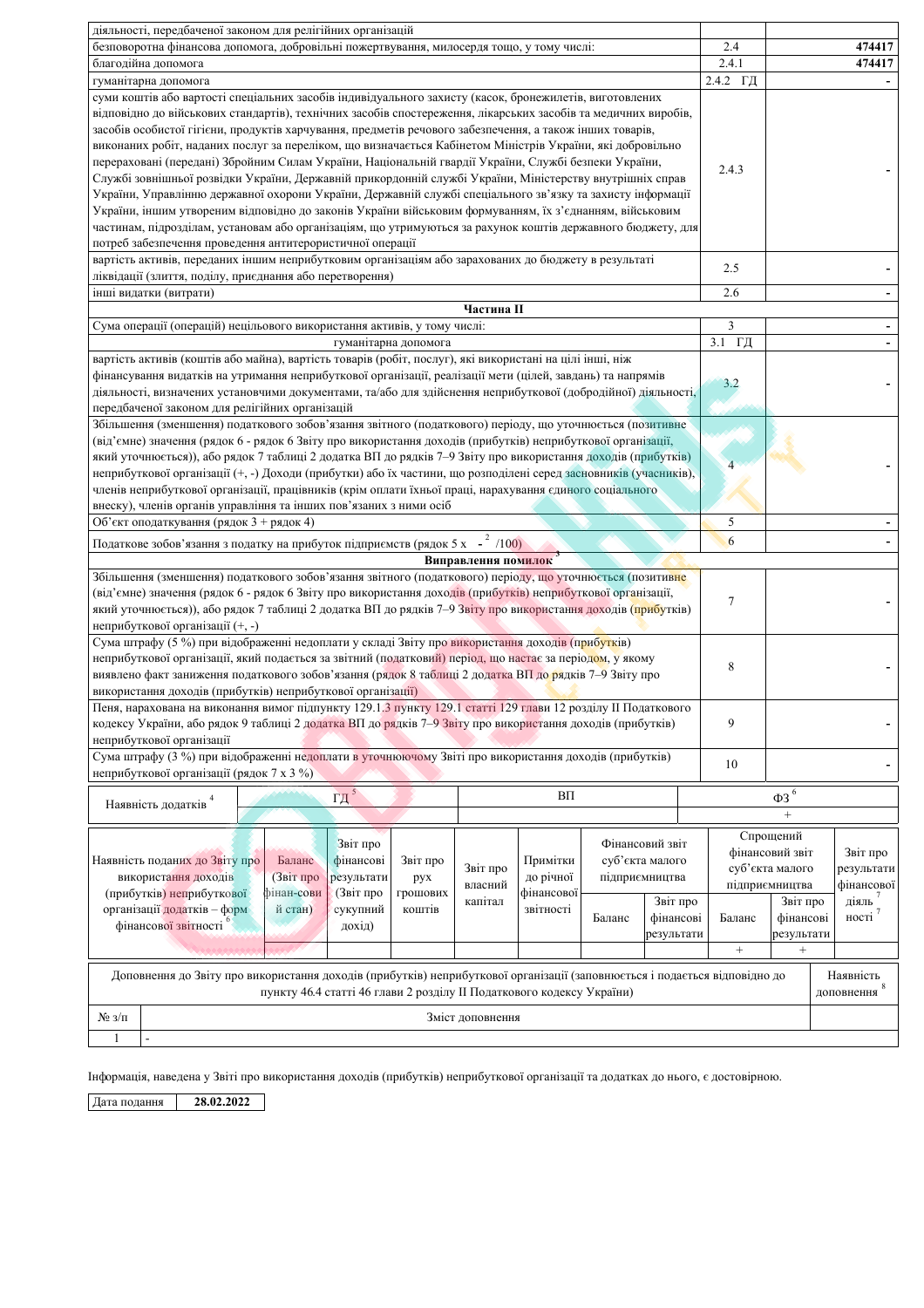| | | |
|---|---|---|
| діяльності, передбаченої законом для релігійних організацій | | |
| безповоротна фінансова допомога, добровільні пожертвування, милосердя тощо, у тому числі: | 2.4 | 474417 |
| благодійна допомога | 2.4.1 | 474417 |
| гуманітарна допомога | 2.4.2 ГД | - |
| суми коштів або вартості спеціальних засобів індивідуального захисту (касок, бронежилетів, виготовлених відповідно до військових стандартів), технічних засобів спостереження, лікарських засобів та медичних виробів, засобів особистої гігієни, продуктів харчування, предметів речового забезпечення, а також інших товарів, виконаних робіт, наданих послуг за переліком, що визначається Кабінетом Міністрів України, які добровільно перераховані (передані) Збройним Силам України, Національній гвардії України, Службі безпеки України, Службі зовнішньої розвідки України, Державній прикордонній службі України, Міністерству внутрішніх справ України, Управлінню державної охорони України, Державній службі спеціального зв'язку та захисту інформації України, іншим утвореним відповідно до законів України військовим формуванням, їх з'єднанням, військовим частинам, підрозділам, установам або організаціям, що утримуються за рахунок коштів державного бюджету, для потреб забезпечення проведення антитерористичної операції | 2.4.3 | - |
| вартість активів, переданих іншим неприбутковим організаціям або зарахованих до бюджету в результаті ліквідації (злиття, поділу, приєднання або перетворення) | 2.5 | - |
| інші видатки (витрати) | 2.6 | - |
| **Частина II** | | |
| Сума операції (операцій) нецільового використання активів, у тому числі: | 3 | - |
| гуманітарна допомога | 3.1 ГД | - |
| вартість активів (коштів або майна), вартість товарів (робіт, послуг), які використані на цілі інші, ніж фінансування видатків на утримання неприбуткової організації, реалізації мети (цілей, завдань) та напрямів діяльності, визначених установчими документами, та/або для здійснення неприбуткової (добродійної) діяльності, передбаченої законом для релігійних організацій | 3.2 | - |
| Збільшення (зменшення) податкового зобов'язання звітного (податкового) періоду, що уточнюється (позитивне (від'ємне) значення (рядок 6 - рядок 6 Звіту про використання доходів (прибутків) неприбуткової організації, який уточнюється)), або рядок 7 таблиці 2 додатка ВП до рядків 7–9 Звіту про використання доходів (прибутків) неприбуткової організації (+, -) Доходи (прибутки) або їх частини, що розподілені серед засновників (учасників), членів неприбуткової організації, працівників (крім оплати їхньої праці, нарахування єдиного соціального внеску), членів органів управління та інших пов'язаних з ними осіб | 4 | - |
| Об'єкт оподаткування (рядок 3 + рядок 4) | 5 | - |
| Податкове зобов'язання з податку на прибуток підприємств (рядок 5 x - [2] /100) | 6 | - |
| **Виправлення помилок [3]** | | |
| Збільшення (зменшення) податкового зобов'язання звітного (податкового) періоду, що уточнюється (позитивне (від'ємне) значення (рядок 6 - рядок 6 Звіту про використання доходів (прибутків) неприбуткової організації, який уточнюється)), або рядок 7 таблиці 2 додатка ВП до рядків 7–9 Звіту про використання доходів (прибутків) неприбуткової організації (+, -) | 7 | - |
| Сума штрафу (5 %) при відображенні недоплати у складі Звіту про використання доходів (прибутків) неприбуткової організації, який подається за звітний (податковий) період, що настає за періодом, у якому виявлено факт заниження податкового зобов'язання (рядок 8 таблиці 2 додатка ВП до рядків 7–9 Звіту про використання доходів (прибутків) неприбуткової організації) | 8 | - |
| Пеня, нарахована на виконання вимог підпункту 129.1.3 пункту 129.1 статті 129 глави 12 розділу II Податкового кодексу України, або рядок 9 таблиці 2 додатка ВП до рядків 7–9 Звіту про використання доходів (прибутків) неприбуткової організації | 9 | - |
| Сума штрафу (3 %) при відображенні недоплати в уточнюючому Звіті про використання доходів (прибутків) неприбуткової організації (рядок 7 x 3 %) | 10 | - |

| Наявність додатків [4] | ГД [5] | ВП | ФЗ [6] |
|---|---|---|---|
| | | | + |

| Наявність поданих до Звіту про використання доходів (прибутків) неприбуткової організації додатків – форм фінансової звітності [6] | Баланс (Звіт про фінансовий стан) | Звіт про фінансові результати (Звіт про сукупний дохід) | Звіт про рух грошових коштів | Звіт про власний капітал | Примітки до річної фінансової звітності | Фінансовий звіт суб'єкта малого підприємництва | | Спрощений фінансовий звіт суб'єкта малого підприємництва | | Звіт про результати фінансової діяльності [7] |
|---|---|---|---|---|---|---|---|---|---|---|
| | | | | | | Баланс | Звіт про фінансові результати | Баланс | Звіт про фінансові результати | |
| | | | | | | | | + | + | |

| № з/п | Доповнення до Звіту про використання доходів (прибутків) неприбуткової організації (заповнюється і подається відповідно до пункту 46.4 статті 46 глави 2 розділу II Податкового кодексу України) — Зміст доповнення | Наявність доповнення [8] |
|---|---|---|
| 1 | - | |

Інформація, наведена у Звіті про використання доходів (прибутків) неприбуткової організації та додатках до нього, є достовірною.

| Дата подання | 28.02.2022 |
|---|---|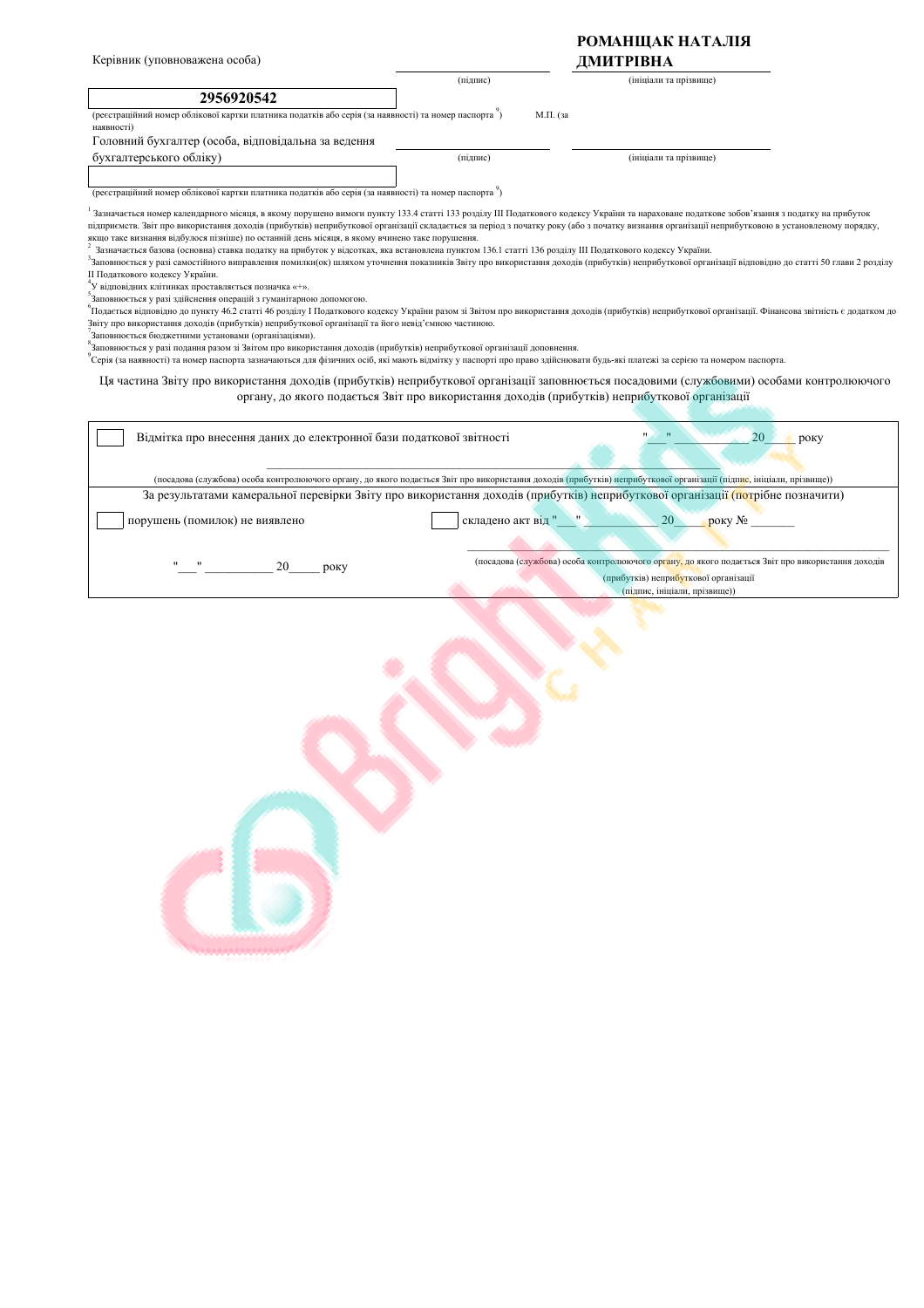| Керівник (уповноважена особа) | | **РОМАНЩАК НАТАЛІЯ ДМИТРІВНА** |
|---|---|---|
| | (підпис) | (ініціали та прізвище) |

**2956920542**

(реєстраційний номер облікової картки платника податків або серія (за наявності) та номер паспорта [9]) М.П. (за наявності)

| Головний бухгалтер (особа, відповідальна за ведення бухгалтерського обліку) | | |
|---|---|---|
| | (підпис) | (ініціали та прізвище) |

(реєстраційний номер облікової картки платника податків або серія (за наявності) та номер паспорта [9])

[1] Зазначається номер календарного місяця, в якому порушено вимоги пункту 133.4 статті 133 розділу ІІІ Податкового кодексу України та нараховане податкове зобов'язання з податку на прибуток підприємств. Звіт про використання доходів (прибутків) неприбуткової організації складається за період з початку року (або з початку визнання організації неприбутковою в установленому порядку, якщо таке визнання відбулося пізніше) по останній день місяця, в якому вчинено таке порушення.

[2] Зазначається базова (основна) ставка податку на прибуток у відсотках, яка встановлена пунктом 136.1 статті 136 розділу ІІІ Податкового кодексу України.

[3] Заповнюється у разі самостійного виправлення помилки(ок) шляхом уточнення показників Звіту про використання доходів (прибутків) неприбуткової організації відповідно до статті 50 глави 2 розділу ІІ Податкового кодексу України.

[4] У відповідних клітинках проставляється позначка «+».

[5] Заповнюється у разі здійснення операцій з гуманітарною допомогою.

[6] Подається відповідно до пункту 46.2 статті 46 розділу І Податкового кодексу України разом зі Звітом про використання доходів (прибутків) неприбуткової організації. Фінансова звітність є додатком до Звіту про використання доходів (прибутків) неприбуткової організації та його невід'ємною частиною.

[7] Заповнюється бюджетними установами (організаціями).

[8] Заповнюється у разі подання разом зі Звітом про використання доходів (прибутків) неприбуткової організації доповнення.

[9] Серія (за наявності) та номер паспорта зазначаються для фізичних осіб, які мають відмітку у паспорті про право здійснювати будь-які платежі за серією та номером паспорта.

Ця частина Звіту про використання доходів (прибутків) неприбуткової організації заповнюється посадовими (службовими) особами контролюючого органу, до якого подається Звіт про використання доходів (прибутків) неприбуткової організації

☐ Відмітка про внесення даних до електронної бази податкової звітності "___" __________ 20____ року

(посадова (службова) особа контролюючого органу, до якого подається Звіт про використання доходів (прибутків) неприбуткової організації (підпис, ініціали, прізвище))

За результатами камеральної перевірки Звіту про використання доходів (прибутків) неприбуткової організації (потрібне позначити)

☐ порушень (помилок) не виявлено ☐ складено акт від "___" __________ 20____ року № _______

"___" __________ 20_____ року

(посадова (службова) особа контролюючого органу, до якого подається Звіт про використання доходів (прибутків) неприбуткової організації (підпис, ініціали, прізвище))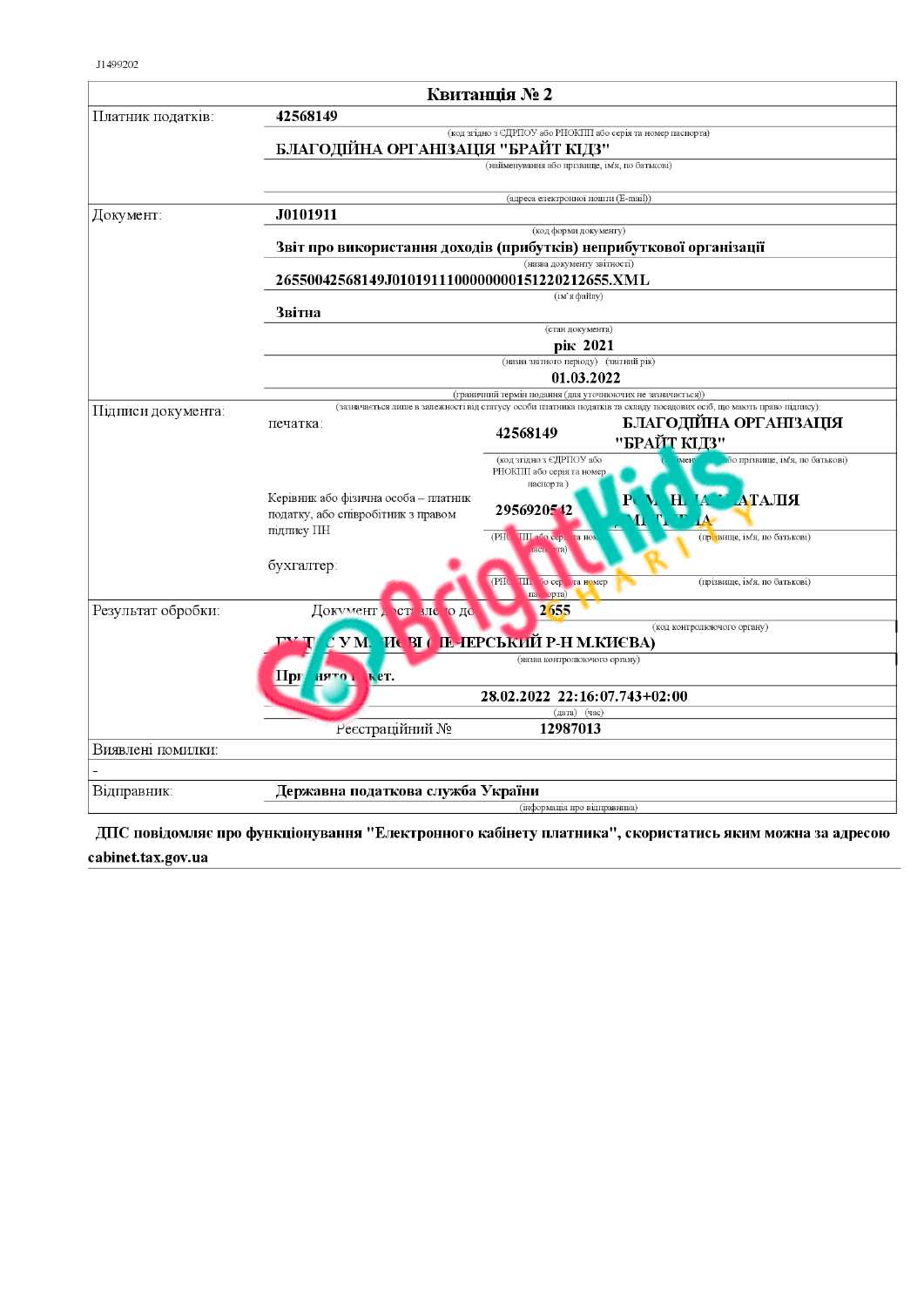J1499202

| | |
|---|---|
| **Квитанція № 2** | |
| Платник податків: | **42568149** |
| | (код згідно з ЄДРПОУ або РНОКПП або серія та номер паспорта) |
| | **БЛАГОДІЙНА ОРГАНІЗАЦІЯ "БРАЙТ КІДЗ"** |
| | (найменування або прізвище, ім'я, по батькові) |
| | (адреса електронної пошти (E-mail)) |
| Документ: | **J0101911** |
| | (код форми документу) |
| | **Звіт про використання доходів (прибутків) неприбуткової організації** |
| | (назва документу звітності) |
| | **26550042568149J0101911100000000151220212655.XML** |
| | (ім'я файлу) |
| | **Звітна** |
| | (стан документа) |
| | **рік 2021** |
| | (назва звітного періоду) (звітний рік) |
| | **01.03.2022** |
| | (граничний термін подання (для уточнюючих не зазначається)) |
| Підписи документа: | (зазначається лише в залежності від статусу особи платника податків та складу посадових осіб, що мають право підпису): |
| печатка: | **42568149** — **БЛАГОДІЙНА ОРГАНІЗАЦІЯ "БРАЙТ КІДЗ"** |
| | (код згідно з ЄДРПОУ або РНОКПП або серія та номер паспорта) (найменування або прізвище, ім'я, по батькові) |
| Керівник або фізична особа – платник податку, або співробітник з правом підпису ПН | **2956920542** — **Р... Н... НАТАЛІЯ ...** |
| | (РНОКПП або серія та номер паспорта) (прізвище, ім'я, по батькові) |
| бухгалтер: | |
| | (РНОКПП або серія та номер паспорта) (прізвище, ім'я, по батькові) |
| Результат обробки: | Документ доставлено до **2655** |
| | (код контролюючого органу) |
| | **ГУ ДПС У М.КИЄВІ (ПЕЧЕРСЬКИЙ Р-Н М.КИЄВА)** |
| | (назва контролюючого органу) |
| | **Прийнято пакет.** |
| | **28.02.2022 22:16:07.743+02:00** |
| | (дата) (час) |
| | Реєстраційний № **12987013** |
| Виявлені помилки: | |
| - | |
| Відправник: | **Державна податкова служба України** |
| | (інформація про відправника) |

**ДПС повідомляє про функціонування "Електронного кабінету платника", скористатись яким можна за адресою cabinet.tax.gov.ua**